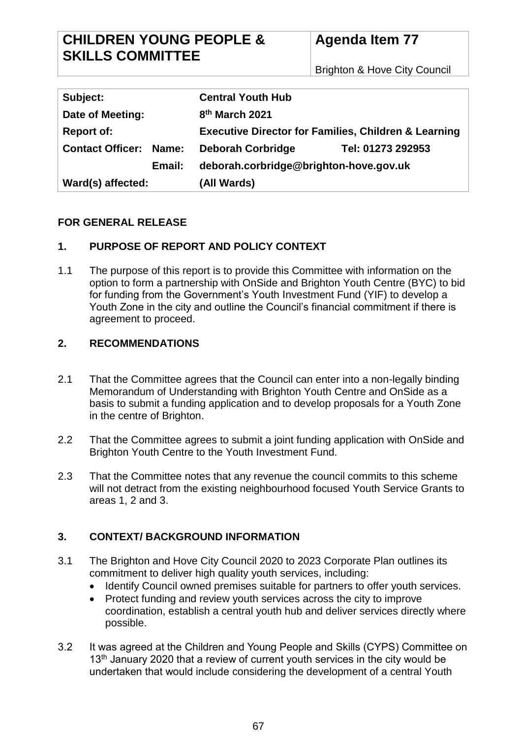| CHILDREN YOUNG PEOPLE & SKILLS COMMITTEE | Agenda Item 77<br>Brighton & Hove City Council |
|---|---|

| | | |
|---|---|---|
| **Subject:** | **Central Youth Hub** | |
| **Date of Meeting:** | **8th March 2021** | |
| **Report of:** | **Executive Director for Families, Children & Learning** | |
| **Contact Officer: Name:** | **Deborah Corbridge** | **Tel: 01273 292953** |
| **Email:** | **deborah.corbridge@brighton-hove.gov.uk** | |
| **Ward(s) affected:** | **(All Wards)** | |

**FOR GENERAL RELEASE**

## 1. PURPOSE OF REPORT AND POLICY CONTEXT

1.1 The purpose of this report is to provide this Committee with information on the option to form a partnership with OnSide and Brighton Youth Centre (BYC) to bid for funding from the Government's Youth Investment Fund (YIF) to develop a Youth Zone in the city and outline the Council's financial commitment if there is agreement to proceed.

## 2. RECOMMENDATIONS

2.1 That the Committee agrees that the Council can enter into a non-legally binding Memorandum of Understanding with Brighton Youth Centre and OnSide as a basis to submit a funding application and to develop proposals for a Youth Zone in the centre of Brighton.

2.2 That the Committee agrees to submit a joint funding application with OnSide and Brighton Youth Centre to the Youth Investment Fund.

2.3 That the Committee notes that any revenue the council commits to this scheme will not detract from the existing neighbourhood focused Youth Service Grants to areas 1, 2 and 3.

## 3. CONTEXT/ BACKGROUND INFORMATION

3.1 The Brighton and Hove City Council 2020 to 2023 Corporate Plan outlines its commitment to deliver high quality youth services, including:

- Identify Council owned premises suitable for partners to offer youth services.
- Protect funding and review youth services across the city to improve coordination, establish a central youth hub and deliver services directly where possible.

3.2 It was agreed at the Children and Young People and Skills (CYPS) Committee on 13th January 2020 that a review of current youth services in the city would be undertaken that would include considering the development of a central Youth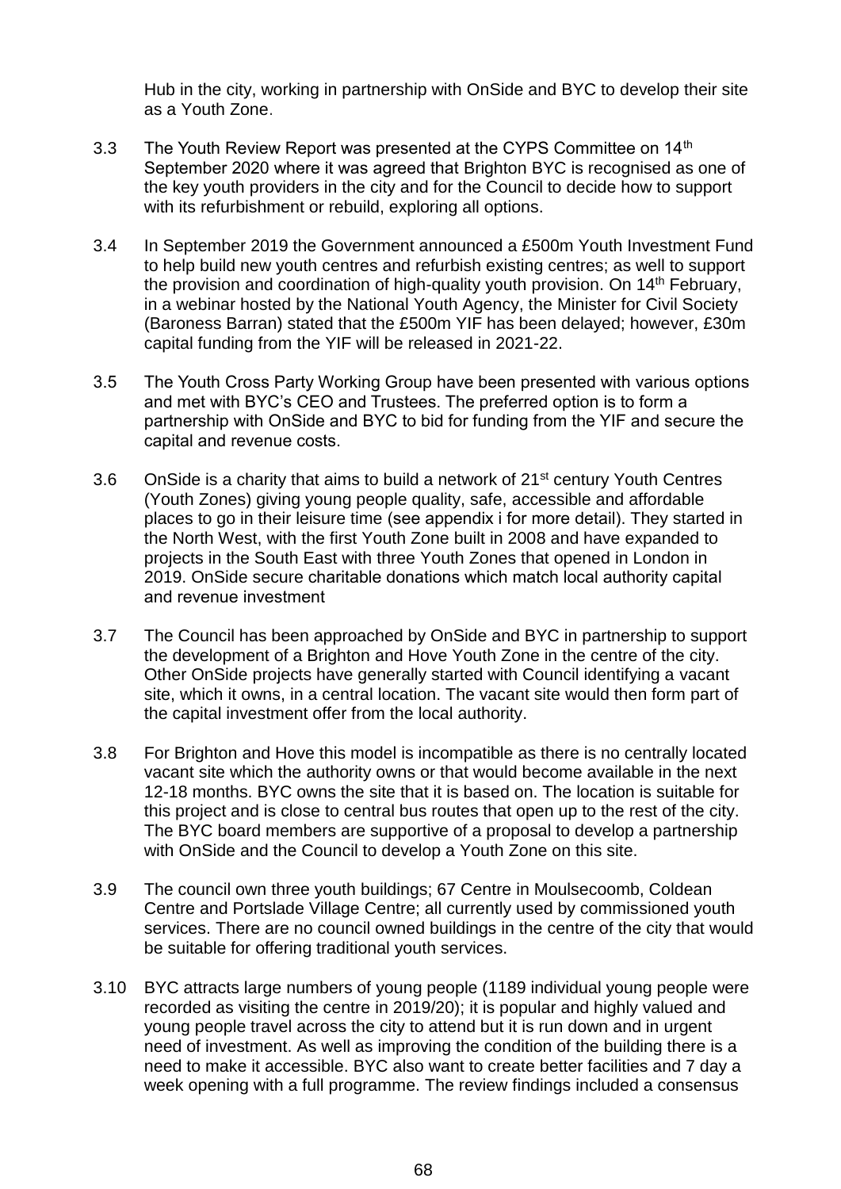Hub in the city, working in partnership with OnSide and BYC to develop their site as a Youth Zone.

3.3 The Youth Review Report was presented at the CYPS Committee on 14th September 2020 where it was agreed that Brighton BYC is recognised as one of the key youth providers in the city and for the Council to decide how to support with its refurbishment or rebuild, exploring all options.

3.4 In September 2019 the Government announced a £500m Youth Investment Fund to help build new youth centres and refurbish existing centres; as well to support the provision and coordination of high-quality youth provision. On 14th February, in a webinar hosted by the National Youth Agency, the Minister for Civil Society (Baroness Barran) stated that the £500m YIF has been delayed; however, £30m capital funding from the YIF will be released in 2021-22.

3.5 The Youth Cross Party Working Group have been presented with various options and met with BYC's CEO and Trustees. The preferred option is to form a partnership with OnSide and BYC to bid for funding from the YIF and secure the capital and revenue costs.

3.6 OnSide is a charity that aims to build a network of 21st century Youth Centres (Youth Zones) giving young people quality, safe, accessible and affordable places to go in their leisure time (see appendix i for more detail). They started in the North West, with the first Youth Zone built in 2008 and have expanded to projects in the South East with three Youth Zones that opened in London in 2019. OnSide secure charitable donations which match local authority capital and revenue investment

3.7 The Council has been approached by OnSide and BYC in partnership to support the development of a Brighton and Hove Youth Zone in the centre of the city. Other OnSide projects have generally started with Council identifying a vacant site, which it owns, in a central location. The vacant site would then form part of the capital investment offer from the local authority.

3.8 For Brighton and Hove this model is incompatible as there is no centrally located vacant site which the authority owns or that would become available in the next 12-18 months. BYC owns the site that it is based on. The location is suitable for this project and is close to central bus routes that open up to the rest of the city. The BYC board members are supportive of a proposal to develop a partnership with OnSide and the Council to develop a Youth Zone on this site.

3.9 The council own three youth buildings; 67 Centre in Moulsecoomb, Coldean Centre and Portslade Village Centre; all currently used by commissioned youth services. There are no council owned buildings in the centre of the city that would be suitable for offering traditional youth services.

3.10 BYC attracts large numbers of young people (1189 individual young people were recorded as visiting the centre in 2019/20); it is popular and highly valued and young people travel across the city to attend but it is run down and in urgent need of investment. As well as improving the condition of the building there is a need to make it accessible. BYC also want to create better facilities and 7 day a week opening with a full programme. The review findings included a consensus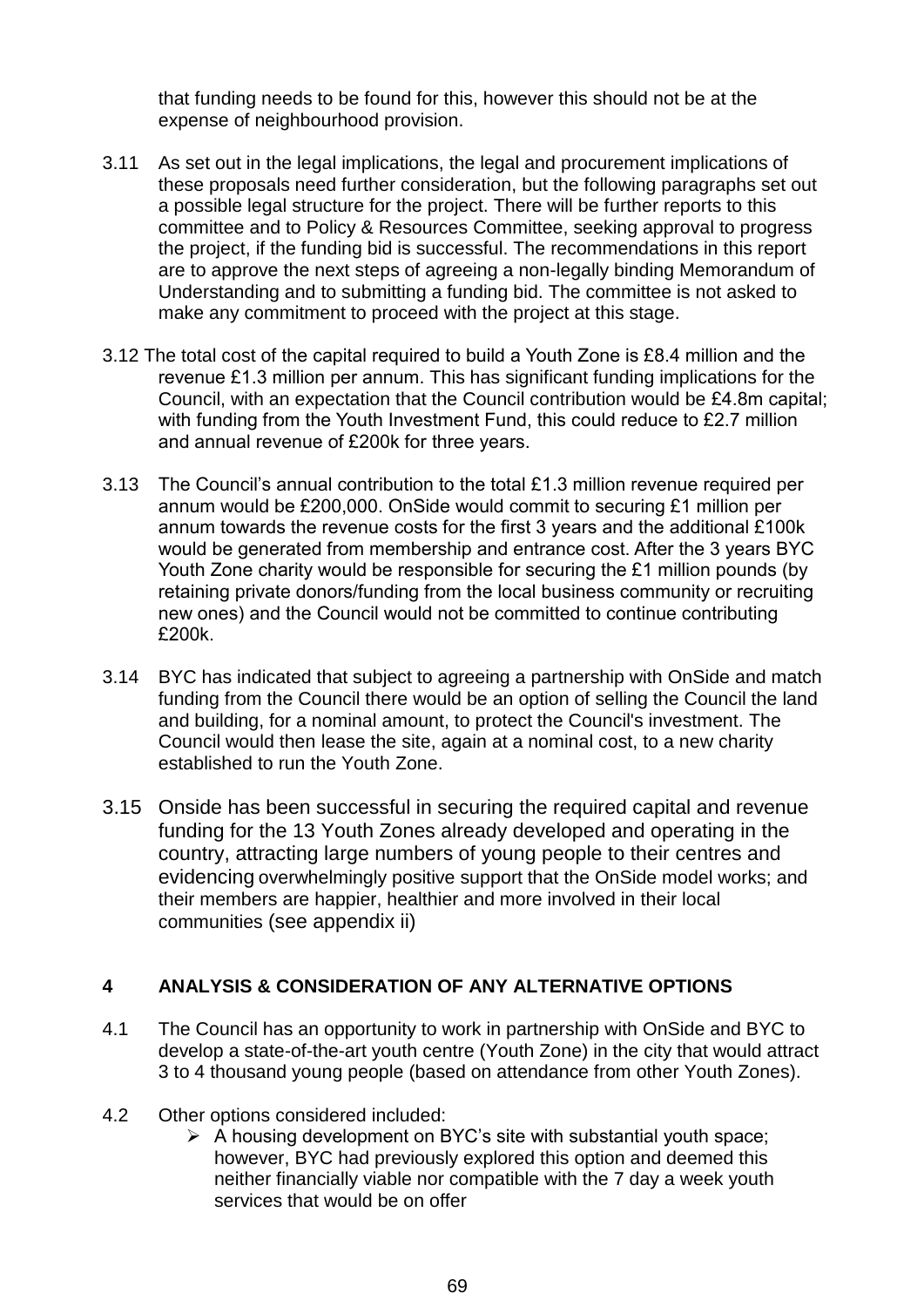that funding needs to be found for this, however this should not be at the expense of neighbourhood provision.

3.11 As set out in the legal implications, the legal and procurement implications of these proposals need further consideration, but the following paragraphs set out a possible legal structure for the project. There will be further reports to this committee and to Policy & Resources Committee, seeking approval to progress the project, if the funding bid is successful. The recommendations in this report are to approve the next steps of agreeing a non-legally binding Memorandum of Understanding and to submitting a funding bid. The committee is not asked to make any commitment to proceed with the project at this stage.

3.12 The total cost of the capital required to build a Youth Zone is £8.4 million and the revenue £1.3 million per annum. This has significant funding implications for the Council, with an expectation that the Council contribution would be £4.8m capital; with funding from the Youth Investment Fund, this could reduce to £2.7 million and annual revenue of £200k for three years.

3.13 The Council's annual contribution to the total £1.3 million revenue required per annum would be £200,000. OnSide would commit to securing £1 million per annum towards the revenue costs for the first 3 years and the additional £100k would be generated from membership and entrance cost. After the 3 years BYC Youth Zone charity would be responsible for securing the £1 million pounds (by retaining private donors/funding from the local business community or recruiting new ones) and the Council would not be committed to continue contributing £200k.

3.14 BYC has indicated that subject to agreeing a partnership with OnSide and match funding from the Council there would be an option of selling the Council the land and building, for a nominal amount, to protect the Council's investment. The Council would then lease the site, again at a nominal cost, to a new charity established to run the Youth Zone.

3.15 Onside has been successful in securing the required capital and revenue funding for the 13 Youth Zones already developed and operating in the country, attracting large numbers of young people to their centres and evidencing overwhelmingly positive support that the OnSide model works; and their members are happier, healthier and more involved in their local communities (see appendix ii)

## 4 ANALYSIS & CONSIDERATION OF ANY ALTERNATIVE OPTIONS

4.1 The Council has an opportunity to work in partnership with OnSide and BYC to develop a state-of-the-art youth centre (Youth Zone) in the city that would attract 3 to 4 thousand young people (based on attendance from other Youth Zones).

4.2 Other options considered included:

- A housing development on BYC's site with substantial youth space; however, BYC had previously explored this option and deemed this neither financially viable nor compatible with the 7 day a week youth services that would be on offer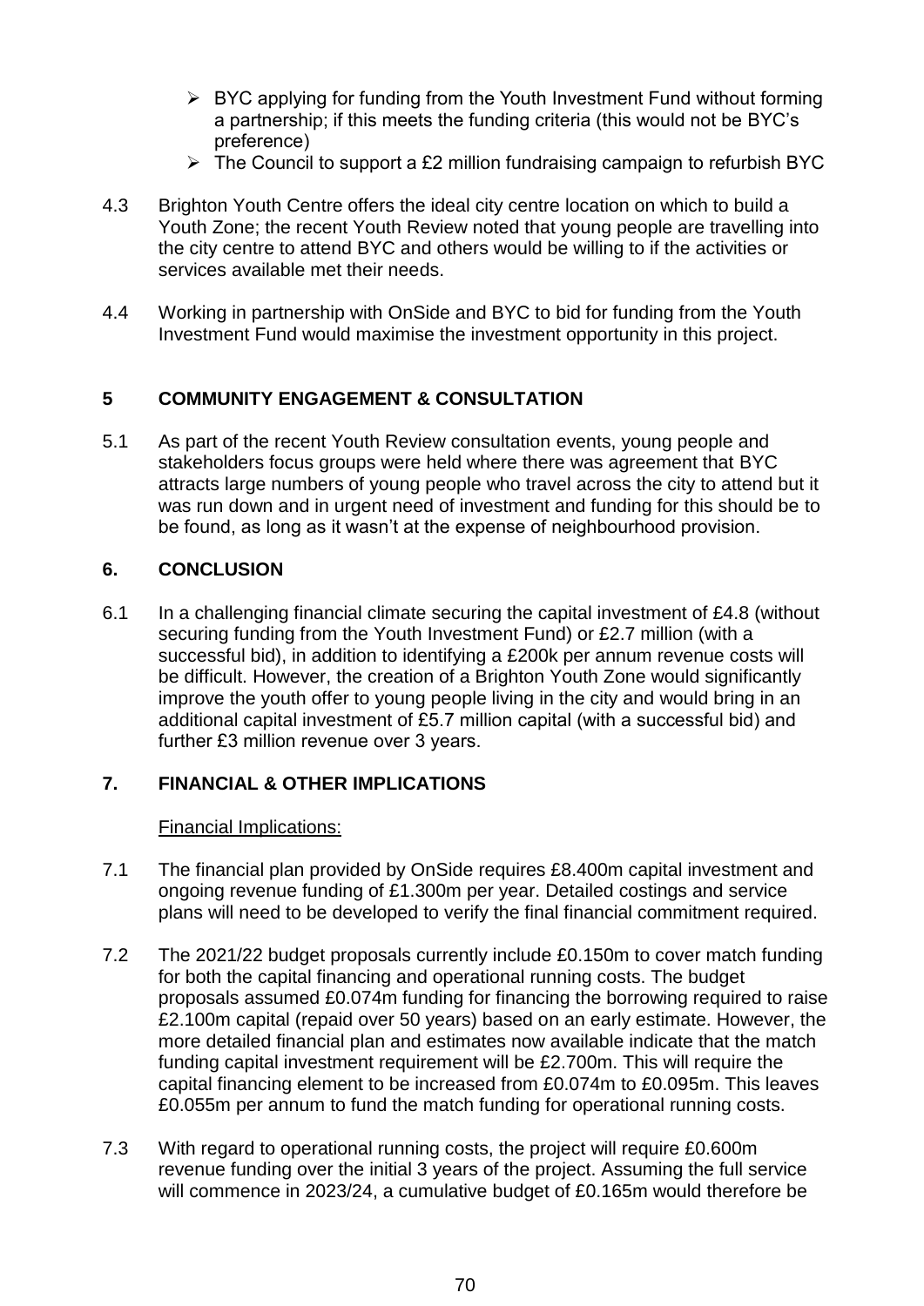- BYC applying for funding from the Youth Investment Fund without forming a partnership; if this meets the funding criteria (this would not be BYC's preference)
- The Council to support a £2 million fundraising campaign to refurbish BYC

4.3 Brighton Youth Centre offers the ideal city centre location on which to build a Youth Zone; the recent Youth Review noted that young people are travelling into the city centre to attend BYC and others would be willing to if the activities or services available met their needs.

4.4 Working in partnership with OnSide and BYC to bid for funding from the Youth Investment Fund would maximise the investment opportunity in this project.

## 5 COMMUNITY ENGAGEMENT & CONSULTATION

5.1 As part of the recent Youth Review consultation events, young people and stakeholders focus groups were held where there was agreement that BYC attracts large numbers of young people who travel across the city to attend but it was run down and in urgent need of investment and funding for this should be to be found, as long as it wasn't at the expense of neighbourhood provision.

## 6. CONCLUSION

6.1 In a challenging financial climate securing the capital investment of £4.8 (without securing funding from the Youth Investment Fund) or £2.7 million (with a successful bid), in addition to identifying a £200k per annum revenue costs will be difficult. However, the creation of a Brighton Youth Zone would significantly improve the youth offer to young people living in the city and would bring in an additional capital investment of £5.7 million capital (with a successful bid) and further £3 million revenue over 3 years.

## 7. FINANCIAL & OTHER IMPLICATIONS

Financial Implications:

7.1 The financial plan provided by OnSide requires £8.400m capital investment and ongoing revenue funding of £1.300m per year. Detailed costings and service plans will need to be developed to verify the final financial commitment required.

7.2 The 2021/22 budget proposals currently include £0.150m to cover match funding for both the capital financing and operational running costs. The budget proposals assumed £0.074m funding for financing the borrowing required to raise £2.100m capital (repaid over 50 years) based on an early estimate. However, the more detailed financial plan and estimates now available indicate that the match funding capital investment requirement will be £2.700m. This will require the capital financing element to be increased from £0.074m to £0.095m. This leaves £0.055m per annum to fund the match funding for operational running costs.

7.3 With regard to operational running costs, the project will require £0.600m revenue funding over the initial 3 years of the project. Assuming the full service will commence in 2023/24, a cumulative budget of £0.165m would therefore be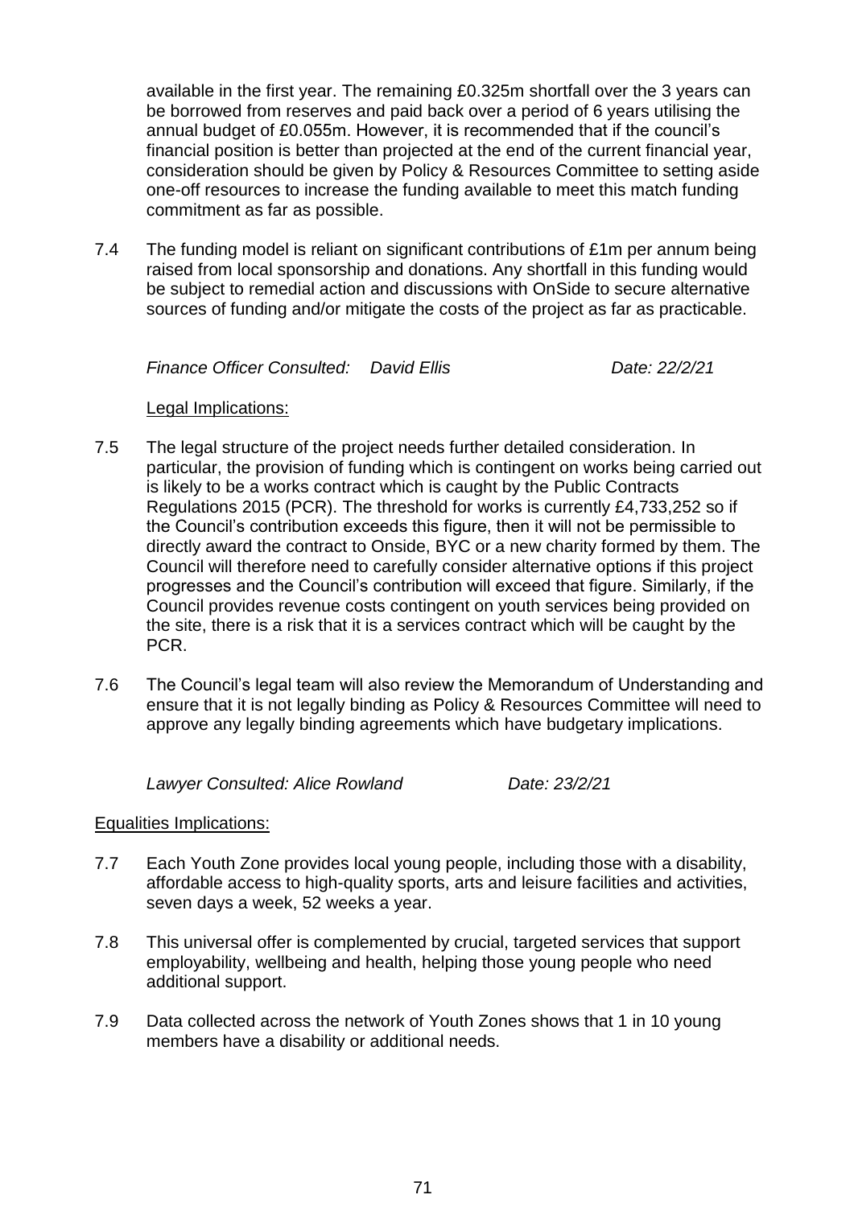available in the first year. The remaining £0.325m shortfall over the 3 years can be borrowed from reserves and paid back over a period of 6 years utilising the annual budget of £0.055m. However, it is recommended that if the council's financial position is better than projected at the end of the current financial year, consideration should be given by Policy & Resources Committee to setting aside one-off resources to increase the funding available to meet this match funding commitment as far as possible.

7.4 The funding model is reliant on significant contributions of £1m per annum being raised from local sponsorship and donations. Any shortfall in this funding would be subject to remedial action and discussions with OnSide to secure alternative sources of funding and/or mitigate the costs of the project as far as practicable.

*Finance Officer Consulted: David Ellis* *Date: 22/2/21*

Legal Implications:

7.5 The legal structure of the project needs further detailed consideration. In particular, the provision of funding which is contingent on works being carried out is likely to be a works contract which is caught by the Public Contracts Regulations 2015 (PCR). The threshold for works is currently £4,733,252 so if the Council's contribution exceeds this figure, then it will not be permissible to directly award the contract to Onside, BYC or a new charity formed by them. The Council will therefore need to carefully consider alternative options if this project progresses and the Council's contribution will exceed that figure. Similarly, if the Council provides revenue costs contingent on youth services being provided on the site, there is a risk that it is a services contract which will be caught by the PCR.

7.6 The Council's legal team will also review the Memorandum of Understanding and ensure that it is not legally binding as Policy & Resources Committee will need to approve any legally binding agreements which have budgetary implications.

*Lawyer Consulted: Alice Rowland* *Date: 23/2/21*

Equalities Implications:

7.7 Each Youth Zone provides local young people, including those with a disability, affordable access to high-quality sports, arts and leisure facilities and activities, seven days a week, 52 weeks a year.

7.8 This universal offer is complemented by crucial, targeted services that support employability, wellbeing and health, helping those young people who need additional support.

7.9 Data collected across the network of Youth Zones shows that 1 in 10 young members have a disability or additional needs.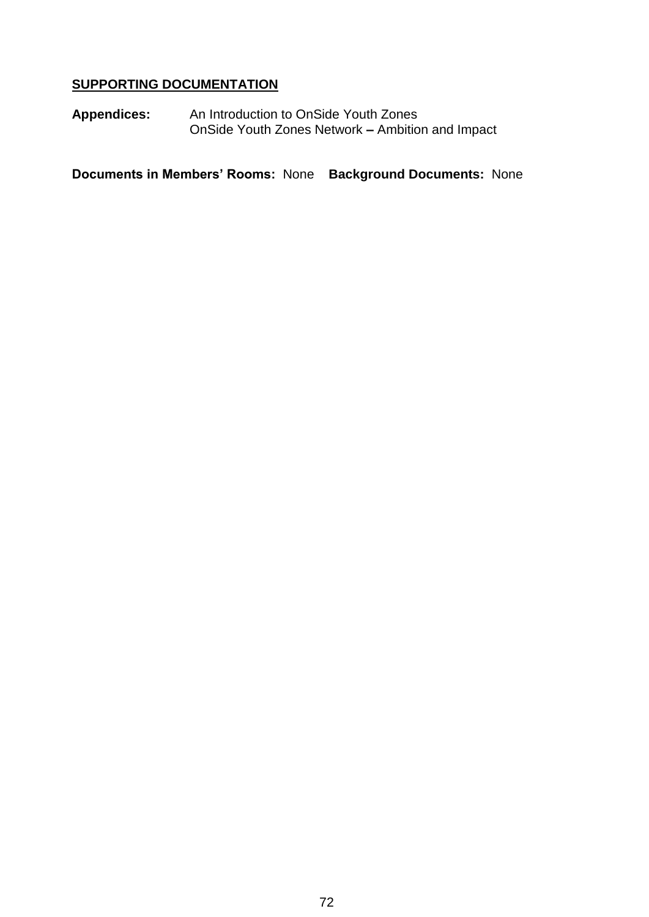**SUPPORTING DOCUMENTATION**

**Appendices:** An Introduction to OnSide Youth Zones
OnSide Youth Zones Network **–** Ambition and Impact

**Documents in Members' Rooms:** None **Background Documents:** None